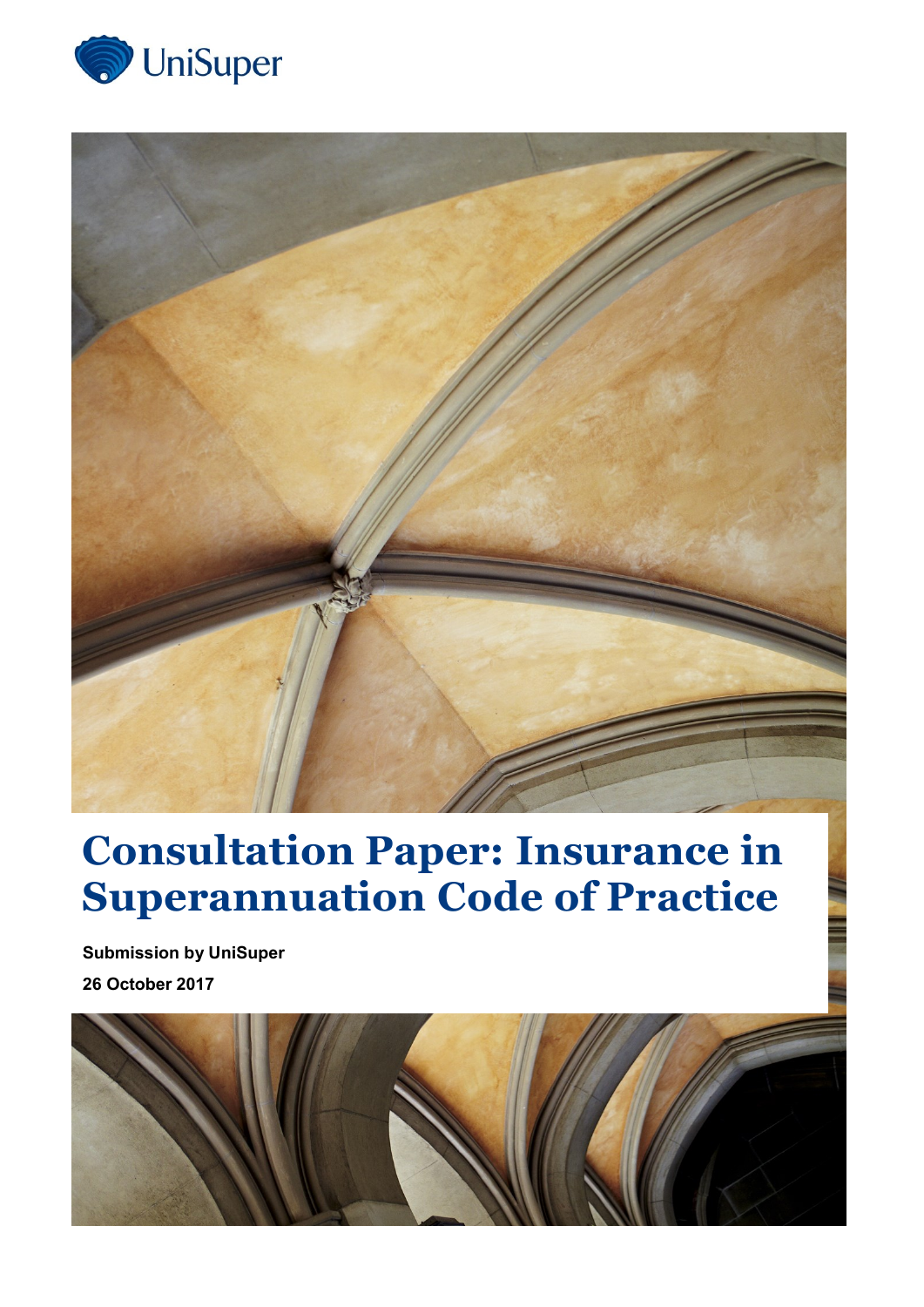UniSuper

# Consultation Paper: Insurance in Superannuation Code of Practice

**Submission by UniSuper**

**26 October 2017**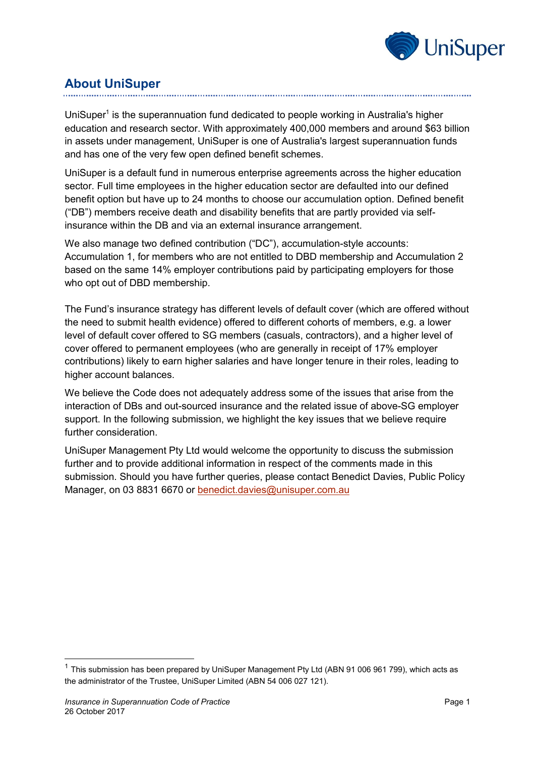## About UniSuper

UniSuper[1] is the superannuation fund dedicated to people working in Australia's higher education and research sector. With approximately 400,000 members and around $63 billion in assets under management, UniSuper is one of Australia's largest superannuation funds and has one of the very few open defined benefit schemes.

UniSuper is a default fund in numerous enterprise agreements across the higher education sector. Full time employees in the higher education sector are defaulted into our defined benefit option but have up to 24 months to choose our accumulation option. Defined benefit ("DB") members receive death and disability benefits that are partly provided via self-insurance within the DB and via an external insurance arrangement.

We also manage two defined contribution ("DC"), accumulation-style accounts: Accumulation 1, for members who are not entitled to DBD membership and Accumulation 2 based on the same 14% employer contributions paid by participating employers for those who opt out of DBD membership.

The Fund's insurance strategy has different levels of default cover (which are offered without the need to submit health evidence) offered to different cohorts of members, e.g. a lower level of default cover offered to SG members (casuals, contractors), and a higher level of cover offered to permanent employees (who are generally in receipt of 17% employer contributions) likely to earn higher salaries and have longer tenure in their roles, leading to higher account balances.

We believe the Code does not adequately address some of the issues that arise from the interaction of DBs and out-sourced insurance and the related issue of above-SG employer support. In the following submission, we highlight the key issues that we believe require further consideration.

UniSuper Management Pty Ltd would welcome the opportunity to discuss the submission further and to provide additional information in respect of the comments made in this submission. Should you have further queries, please contact Benedict Davies, Public Policy Manager, on 03 8831 6670 or benedict.davies@unisuper.com.au

[1] This submission has been prepared by UniSuper Management Pty Ltd (ABN 91 006 961 799), which acts as the administrator of the Trustee, UniSuper Limited (ABN 54 006 027 121).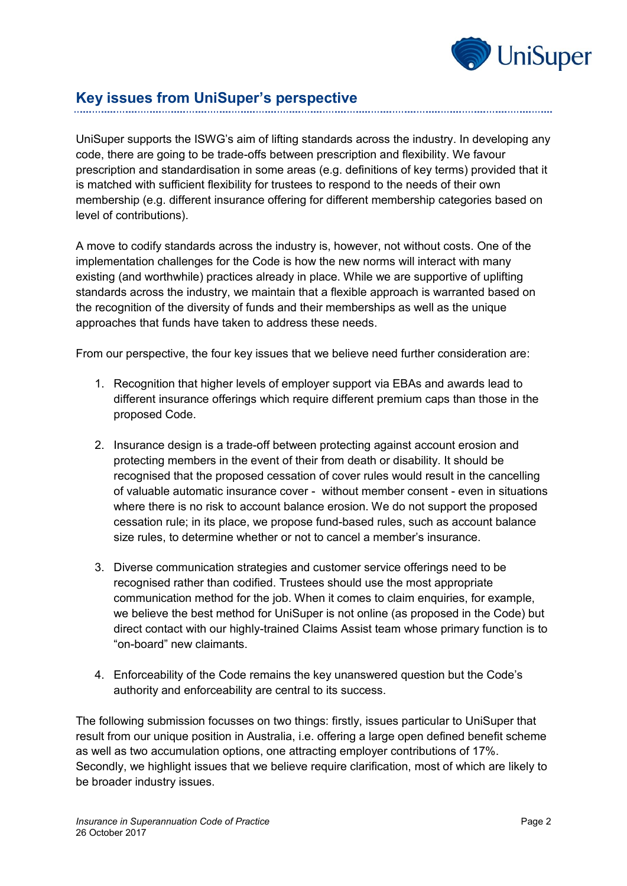## Key issues from UniSuper's perspective

UniSuper supports the ISWG's aim of lifting standards across the industry. In developing any code, there are going to be trade-offs between prescription and flexibility. We favour prescription and standardisation in some areas (e.g. definitions of key terms) provided that it is matched with sufficient flexibility for trustees to respond to the needs of their own membership (e.g. different insurance offering for different membership categories based on level of contributions).

A move to codify standards across the industry is, however, not without costs. One of the implementation challenges for the Code is how the new norms will interact with many existing (and worthwhile) practices already in place. While we are supportive of uplifting standards across the industry, we maintain that a flexible approach is warranted based on the recognition of the diversity of funds and their memberships as well as the unique approaches that funds have taken to address these needs.

From our perspective, the four key issues that we believe need further consideration are:

1. Recognition that higher levels of employer support via EBAs and awards lead to different insurance offerings which require different premium caps than those in the proposed Code.

2. Insurance design is a trade-off between protecting against account erosion and protecting members in the event of their from death or disability. It should be recognised that the proposed cessation of cover rules would result in the cancelling of valuable automatic insurance cover - without member consent - even in situations where there is no risk to account balance erosion. We do not support the proposed cessation rule; in its place, we propose fund-based rules, such as account balance size rules, to determine whether or not to cancel a member's insurance.

3. Diverse communication strategies and customer service offerings need to be recognised rather than codified. Trustees should use the most appropriate communication method for the job. When it comes to claim enquiries, for example, we believe the best method for UniSuper is not online (as proposed in the Code) but direct contact with our highly-trained Claims Assist team whose primary function is to "on-board" new claimants.

4. Enforceability of the Code remains the key unanswered question but the Code's authority and enforceability are central to its success.

The following submission focusses on two things: firstly, issues particular to UniSuper that result from our unique position in Australia, i.e. offering a large open defined benefit scheme as well as two accumulation options, one attracting employer contributions of 17%. Secondly, we highlight issues that we believe require clarification, most of which are likely to be broader industry issues.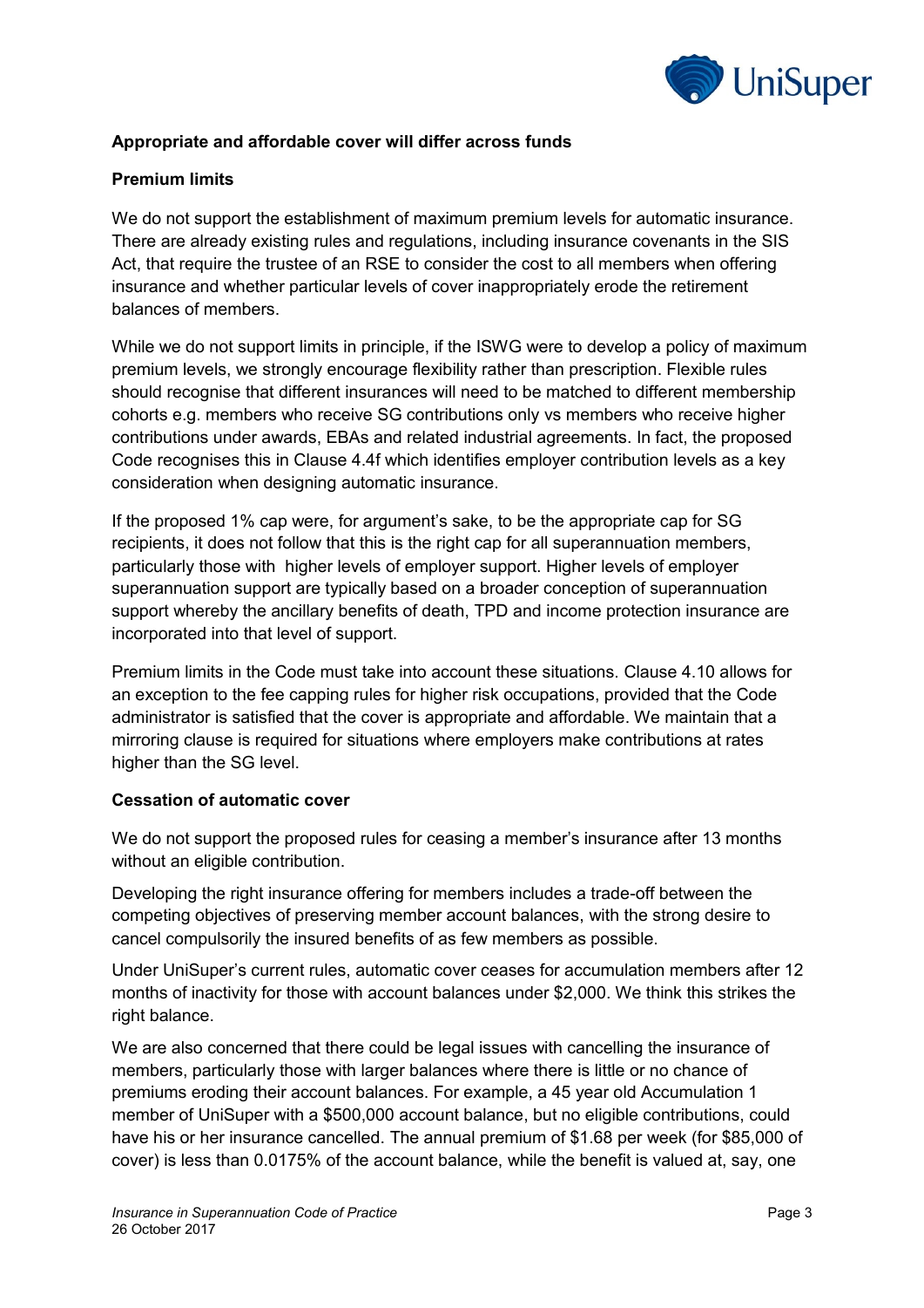**Appropriate and affordable cover will differ across funds**

**Premium limits**

We do not support the establishment of maximum premium levels for automatic insurance. There are already existing rules and regulations, including insurance covenants in the SIS Act, that require the trustee of an RSE to consider the cost to all members when offering insurance and whether particular levels of cover inappropriately erode the retirement balances of members.

While we do not support limits in principle, if the ISWG were to develop a policy of maximum premium levels, we strongly encourage flexibility rather than prescription. Flexible rules should recognise that different insurances will need to be matched to different membership cohorts e.g. members who receive SG contributions only vs members who receive higher contributions under awards, EBAs and related industrial agreements. In fact, the proposed Code recognises this in Clause 4.4f which identifies employer contribution levels as a key consideration when designing automatic insurance.

If the proposed 1% cap were, for argument's sake, to be the appropriate cap for SG recipients, it does not follow that this is the right cap for all superannuation members, particularly those with higher levels of employer support. Higher levels of employer superannuation support are typically based on a broader conception of superannuation support whereby the ancillary benefits of death, TPD and income protection insurance are incorporated into that level of support.

Premium limits in the Code must take into account these situations. Clause 4.10 allows for an exception to the fee capping rules for higher risk occupations, provided that the Code administrator is satisfied that the cover is appropriate and affordable. We maintain that a mirroring clause is required for situations where employers make contributions at rates higher than the SG level.

**Cessation of automatic cover**

We do not support the proposed rules for ceasing a member's insurance after 13 months without an eligible contribution.

Developing the right insurance offering for members includes a trade-off between the competing objectives of preserving member account balances, with the strong desire to cancel compulsorily the insured benefits of as few members as possible.

Under UniSuper's current rules, automatic cover ceases for accumulation members after 12 months of inactivity for those with account balances under $2,000. We think this strikes the right balance.

We are also concerned that there could be legal issues with cancelling the insurance of members, particularly those with larger balances where there is little or no chance of premiums eroding their account balances. For example, a 45 year old Accumulation 1 member of UniSuper with a $500,000 account balance, but no eligible contributions, could have his or her insurance cancelled. The annual premium of $1.68 per week (for $85,000 of cover) is less than 0.0175% of the account balance, while the benefit is valued at, say, one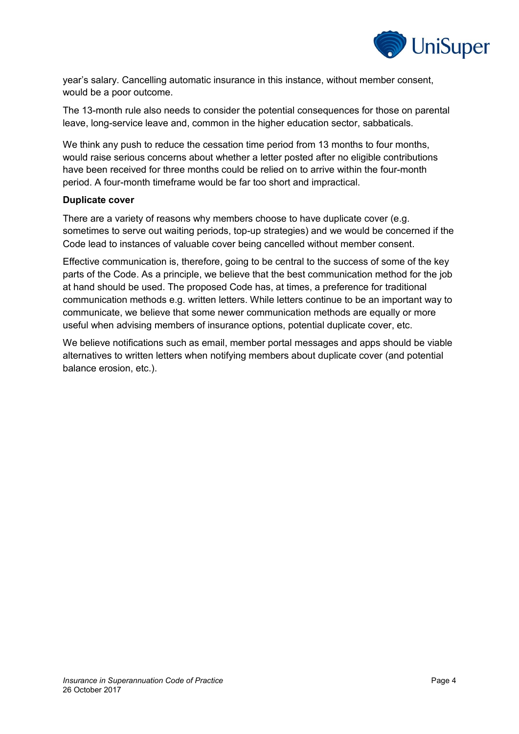year's salary. Cancelling automatic insurance in this instance, without member consent, would be a poor outcome.

The 13-month rule also needs to consider the potential consequences for those on parental leave, long-service leave and, common in the higher education sector, sabbaticals.

We think any push to reduce the cessation time period from 13 months to four months, would raise serious concerns about whether a letter posted after no eligible contributions have been received for three months could be relied on to arrive within the four-month period. A four-month timeframe would be far too short and impractical.

**Duplicate cover**

There are a variety of reasons why members choose to have duplicate cover (e.g. sometimes to serve out waiting periods, top-up strategies) and we would be concerned if the Code lead to instances of valuable cover being cancelled without member consent.

Effective communication is, therefore, going to be central to the success of some of the key parts of the Code. As a principle, we believe that the best communication method for the job at hand should be used. The proposed Code has, at times, a preference for traditional communication methods e.g. written letters. While letters continue to be an important way to communicate, we believe that some newer communication methods are equally or more useful when advising members of insurance options, potential duplicate cover, etc.

We believe notifications such as email, member portal messages and apps should be viable alternatives to written letters when notifying members about duplicate cover (and potential balance erosion, etc.).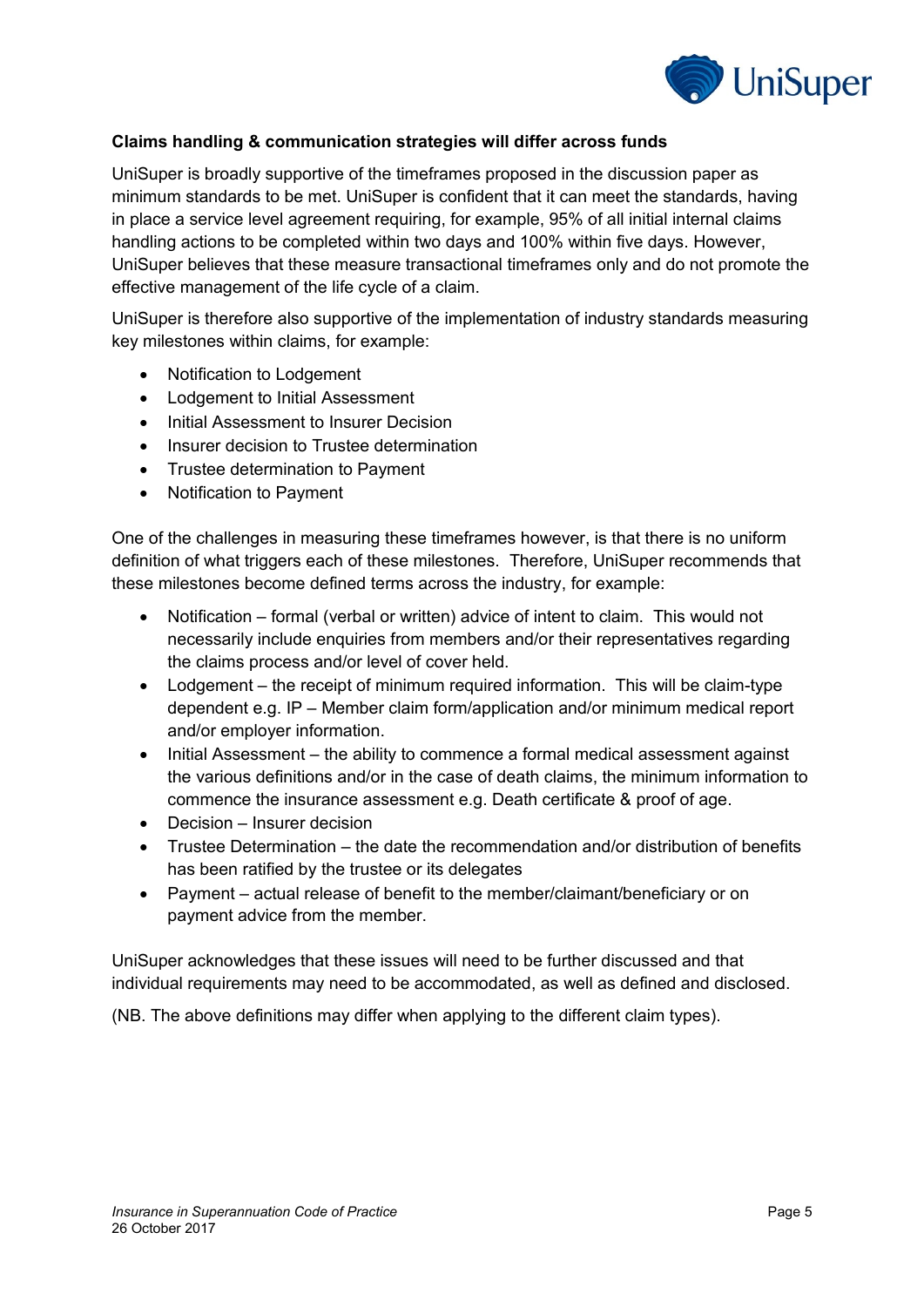**Claims handling & communication strategies will differ across funds**

UniSuper is broadly supportive of the timeframes proposed in the discussion paper as minimum standards to be met. UniSuper is confident that it can meet the standards, having in place a service level agreement requiring, for example, 95% of all initial internal claims handling actions to be completed within two days and 100% within five days. However, UniSuper believes that these measure transactional timeframes only and do not promote the effective management of the life cycle of a claim.

UniSuper is therefore also supportive of the implementation of industry standards measuring key milestones within claims, for example:

- Notification to Lodgement
- Lodgement to Initial Assessment
- Initial Assessment to Insurer Decision
- Insurer decision to Trustee determination
- Trustee determination to Payment
- Notification to Payment

One of the challenges in measuring these timeframes however, is that there is no uniform definition of what triggers each of these milestones. Therefore, UniSuper recommends that these milestones become defined terms across the industry, for example:

- Notification – formal (verbal or written) advice of intent to claim. This would not necessarily include enquiries from members and/or their representatives regarding the claims process and/or level of cover held.
- Lodgement – the receipt of minimum required information. This will be claim-type dependent e.g. IP – Member claim form/application and/or minimum medical report and/or employer information.
- Initial Assessment – the ability to commence a formal medical assessment against the various definitions and/or in the case of death claims, the minimum information to commence the insurance assessment e.g. Death certificate & proof of age.
- Decision – Insurer decision
- Trustee Determination – the date the recommendation and/or distribution of benefits has been ratified by the trustee or its delegates
- Payment – actual release of benefit to the member/claimant/beneficiary or on payment advice from the member.

UniSuper acknowledges that these issues will need to be further discussed and that individual requirements may need to be accommodated, as well as defined and disclosed.

(NB. The above definitions may differ when applying to the different claim types).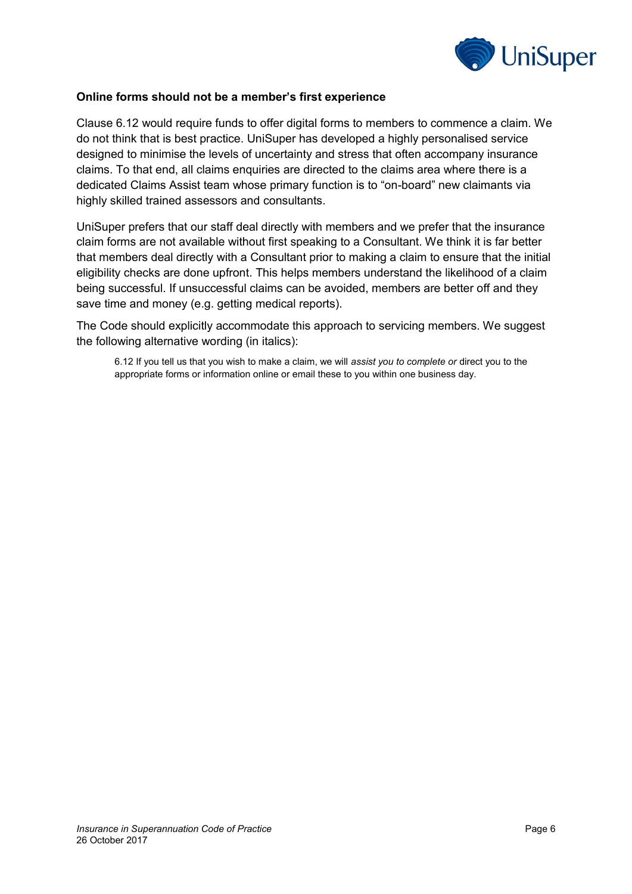**Online forms should not be a member's first experience**

Clause 6.12 would require funds to offer digital forms to members to commence a claim. We do not think that is best practice. UniSuper has developed a highly personalised service designed to minimise the levels of uncertainty and stress that often accompany insurance claims. To that end, all claims enquiries are directed to the claims area where there is a dedicated Claims Assist team whose primary function is to "on-board" new claimants via highly skilled trained assessors and consultants.

UniSuper prefers that our staff deal directly with members and we prefer that the insurance claim forms are not available without first speaking to a Consultant. We think it is far better that members deal directly with a Consultant prior to making a claim to ensure that the initial eligibility checks are done upfront. This helps members understand the likelihood of a claim being successful. If unsuccessful claims can be avoided, members are better off and they save time and money (e.g. getting medical reports).

The Code should explicitly accommodate this approach to servicing members. We suggest the following alternative wording (in italics):

> 6.12 If you tell us that you wish to make a claim, we will *assist you to complete or* direct you to the appropriate forms or information online or email these to you within one business day.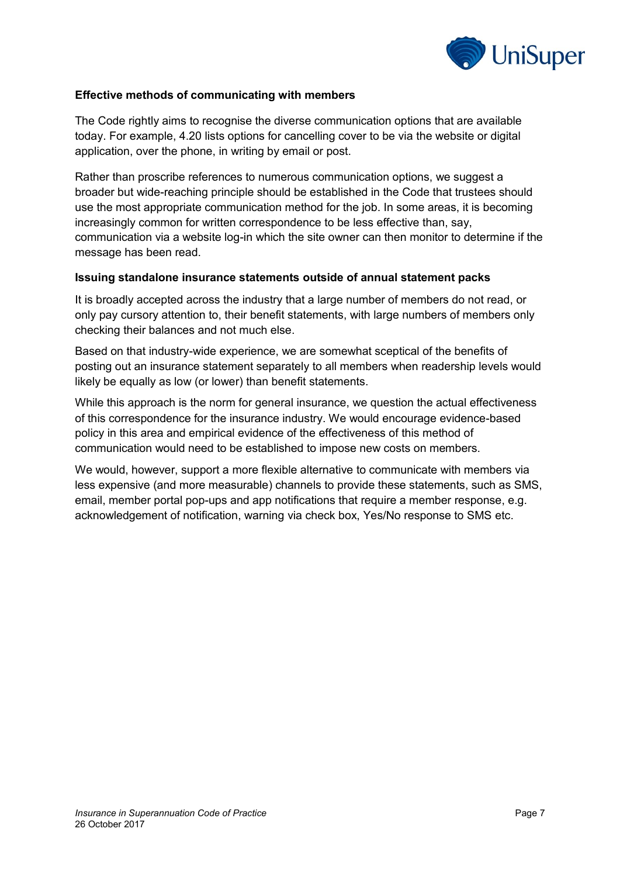**Effective methods of communicating with members**

The Code rightly aims to recognise the diverse communication options that are available today. For example, 4.20 lists options for cancelling cover to be via the website or digital application, over the phone, in writing by email or post.

Rather than proscribe references to numerous communication options, we suggest a broader but wide-reaching principle should be established in the Code that trustees should use the most appropriate communication method for the job. In some areas, it is becoming increasingly common for written correspondence to be less effective than, say, communication via a website log-in which the site owner can then monitor to determine if the message has been read.

**Issuing standalone insurance statements outside of annual statement packs**

It is broadly accepted across the industry that a large number of members do not read, or only pay cursory attention to, their benefit statements, with large numbers of members only checking their balances and not much else.

Based on that industry-wide experience, we are somewhat sceptical of the benefits of posting out an insurance statement separately to all members when readership levels would likely be equally as low (or lower) than benefit statements.

While this approach is the norm for general insurance, we question the actual effectiveness of this correspondence for the insurance industry. We would encourage evidence-based policy in this area and empirical evidence of the effectiveness of this method of communication would need to be established to impose new costs on members.

We would, however, support a more flexible alternative to communicate with members via less expensive (and more measurable) channels to provide these statements, such as SMS, email, member portal pop-ups and app notifications that require a member response, e.g. acknowledgement of notification, warning via check box, Yes/No response to SMS etc.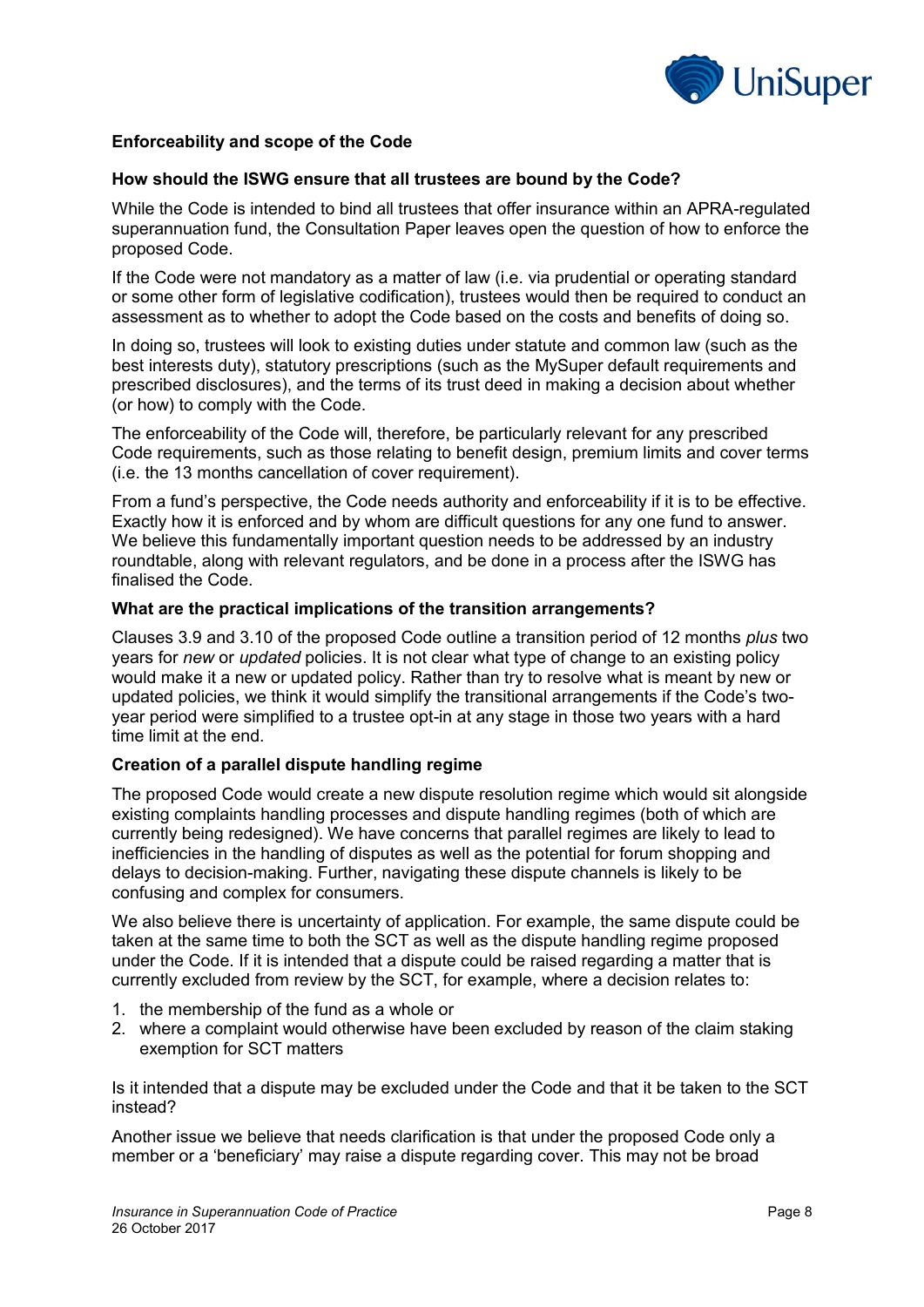## Enforceability and scope of the Code

### How should the ISWG ensure that all trustees are bound by the Code?

While the Code is intended to bind all trustees that offer insurance within an APRA-regulated superannuation fund, the Consultation Paper leaves open the question of how to enforce the proposed Code.

If the Code were not mandatory as a matter of law (i.e. via prudential or operating standard or some other form of legislative codification), trustees would then be required to conduct an assessment as to whether to adopt the Code based on the costs and benefits of doing so.

In doing so, trustees will look to existing duties under statute and common law (such as the best interests duty), statutory prescriptions (such as the MySuper default requirements and prescribed disclosures), and the terms of its trust deed in making a decision about whether (or how) to comply with the Code.

The enforceability of the Code will, therefore, be particularly relevant for any prescribed Code requirements, such as those relating to benefit design, premium limits and cover terms (i.e. the 13 months cancellation of cover requirement).

From a fund's perspective, the Code needs authority and enforceability if it is to be effective. Exactly how it is enforced and by whom are difficult questions for any one fund to answer. We believe this fundamentally important question needs to be addressed by an industry roundtable, along with relevant regulators, and be done in a process after the ISWG has finalised the Code.

### What are the practical implications of the transition arrangements?

Clauses 3.9 and 3.10 of the proposed Code outline a transition period of 12 months *plus* two years for *new* or *updated* policies. It is not clear what type of change to an existing policy would make it a new or updated policy. Rather than try to resolve what is meant by new or updated policies, we think it would simplify the transitional arrangements if the Code's two-year period were simplified to a trustee opt-in at any stage in those two years with a hard time limit at the end.

### Creation of a parallel dispute handling regime

The proposed Code would create a new dispute resolution regime which would sit alongside existing complaints handling processes and dispute handling regimes (both of which are currently being redesigned). We have concerns that parallel regimes are likely to lead to inefficiencies in the handling of disputes as well as the potential for forum shopping and delays to decision-making. Further, navigating these dispute channels is likely to be confusing and complex for consumers.

We also believe there is uncertainty of application. For example, the same dispute could be taken at the same time to both the SCT as well as the dispute handling regime proposed under the Code. If it is intended that a dispute could be raised regarding a matter that is currently excluded from review by the SCT, for example, where a decision relates to:

1. the membership of the fund as a whole or
2. where a complaint would otherwise have been excluded by reason of the claim staking exemption for SCT matters

Is it intended that a dispute may be excluded under the Code and that it be taken to the SCT instead?

Another issue we believe that needs clarification is that under the proposed Code only a member or a 'beneficiary' may raise a dispute regarding cover. This may not be broad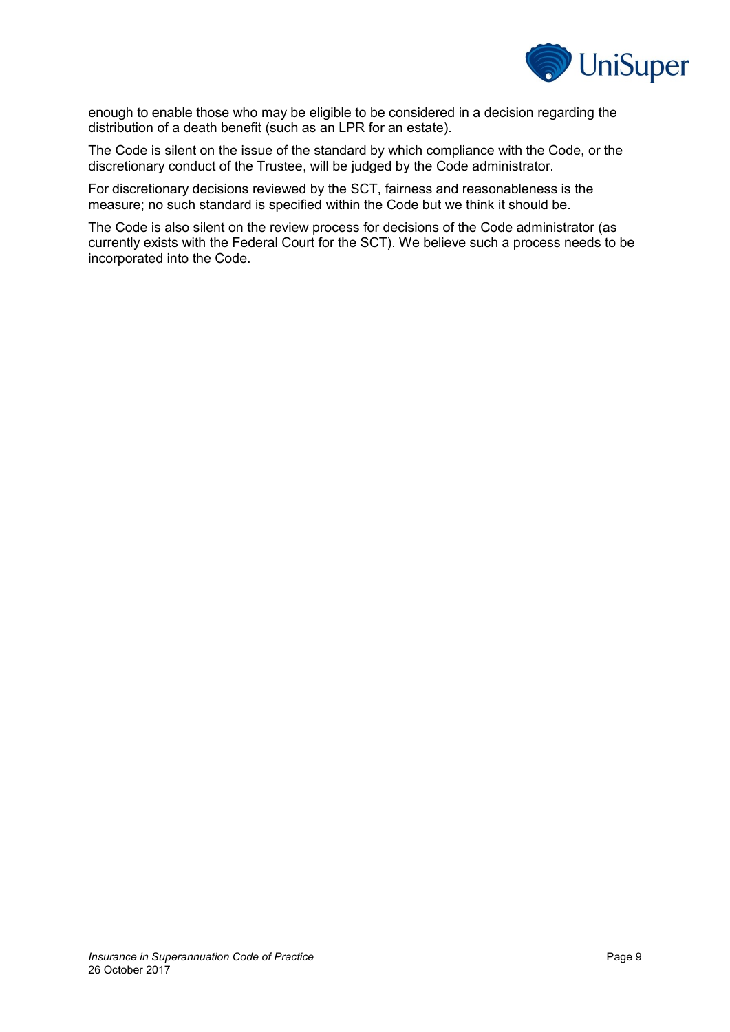enough to enable those who may be eligible to be considered in a decision regarding the distribution of a death benefit (such as an LPR for an estate).

The Code is silent on the issue of the standard by which compliance with the Code, or the discretionary conduct of the Trustee, will be judged by the Code administrator.

For discretionary decisions reviewed by the SCT, fairness and reasonableness is the measure; no such standard is specified within the Code but we think it should be.

The Code is also silent on the review process for decisions of the Code administrator (as currently exists with the Federal Court for the SCT). We believe such a process needs to be incorporated into the Code.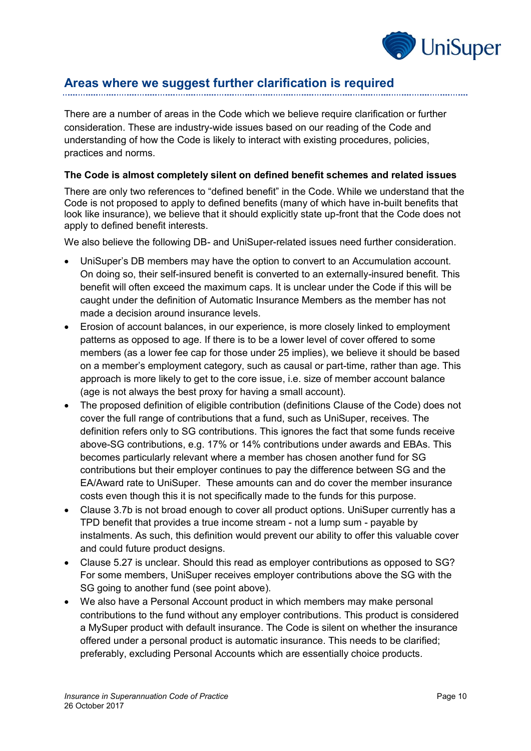## Areas where we suggest further clarification is required

There are a number of areas in the Code which we believe require clarification or further consideration. These are industry-wide issues based on our reading of the Code and understanding of how the Code is likely to interact with existing procedures, policies, practices and norms.

**The Code is almost completely silent on defined benefit schemes and related issues**

There are only two references to "defined benefit" in the Code. While we understand that the Code is not proposed to apply to defined benefits (many of which have in-built benefits that look like insurance), we believe that it should explicitly state up-front that the Code does not apply to defined benefit interests.

We also believe the following DB- and UniSuper-related issues need further consideration.

- UniSuper's DB members may have the option to convert to an Accumulation account. On doing so, their self-insured benefit is converted to an externally-insured benefit. This benefit will often exceed the maximum caps. It is unclear under the Code if this will be caught under the definition of Automatic Insurance Members as the member has not made a decision around insurance levels.
- Erosion of account balances, in our experience, is more closely linked to employment patterns as opposed to age. If there is to be a lower level of cover offered to some members (as a lower fee cap for those under 25 implies), we believe it should be based on a member's employment category, such as causal or part-time, rather than age. This approach is more likely to get to the core issue, i.e. size of member account balance (age is not always the best proxy for having a small account).
- The proposed definition of eligible contribution (definitions Clause of the Code) does not cover the full range of contributions that a fund, such as UniSuper, receives. The definition refers only to SG contributions. This ignores the fact that some funds receive above-SG contributions, e.g. 17% or 14% contributions under awards and EBAs. This becomes particularly relevant where a member has chosen another fund for SG contributions but their employer continues to pay the difference between SG and the EA/Award rate to UniSuper. These amounts can and do cover the member insurance costs even though this it is not specifically made to the funds for this purpose.
- Clause 3.7b is not broad enough to cover all product options. UniSuper currently has a TPD benefit that provides a true income stream - not a lump sum - payable by instalments. As such, this definition would prevent our ability to offer this valuable cover and could future product designs.
- Clause 5.27 is unclear. Should this read as employer contributions as opposed to SG? For some members, UniSuper receives employer contributions above the SG with the SG going to another fund (see point above).
- We also have a Personal Account product in which members may make personal contributions to the fund without any employer contributions. This product is considered a MySuper product with default insurance. The Code is silent on whether the insurance offered under a personal product is automatic insurance. This needs to be clarified; preferably, excluding Personal Accounts which are essentially choice products.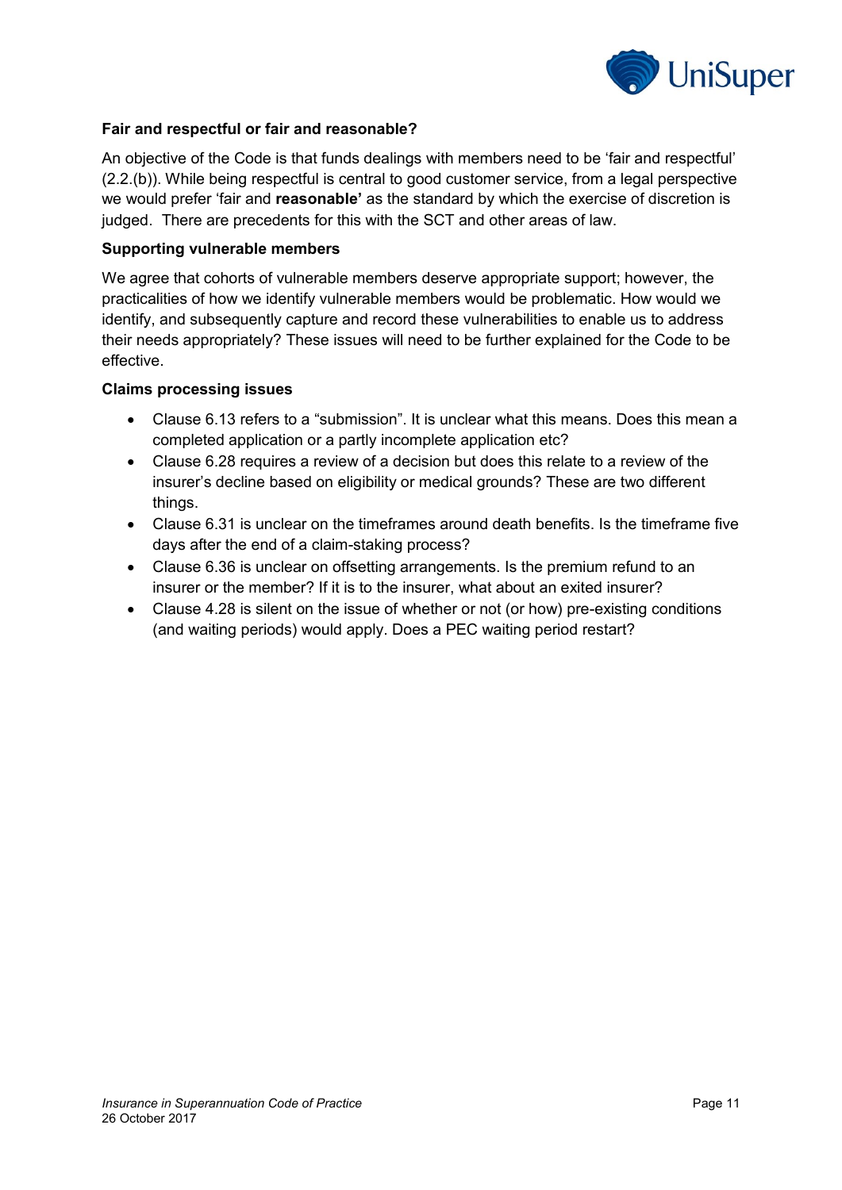**Fair and respectful or fair and reasonable?**

An objective of the Code is that funds dealings with members need to be 'fair and respectful' (2.2.(b)). While being respectful is central to good customer service, from a legal perspective we would prefer 'fair and **reasonable'** as the standard by which the exercise of discretion is judged. There are precedents for this with the SCT and other areas of law.

**Supporting vulnerable members**

We agree that cohorts of vulnerable members deserve appropriate support; however, the practicalities of how we identify vulnerable members would be problematic. How would we identify, and subsequently capture and record these vulnerabilities to enable us to address their needs appropriately? These issues will need to be further explained for the Code to be effective.

**Claims processing issues**

- Clause 6.13 refers to a "submission". It is unclear what this means. Does this mean a completed application or a partly incomplete application etc?
- Clause 6.28 requires a review of a decision but does this relate to a review of the insurer's decline based on eligibility or medical grounds? These are two different things.
- Clause 6.31 is unclear on the timeframes around death benefits. Is the timeframe five days after the end of a claim-staking process?
- Clause 6.36 is unclear on offsetting arrangements. Is the premium refund to an insurer or the member? If it is to the insurer, what about an exited insurer?
- Clause 4.28 is silent on the issue of whether or not (or how) pre-existing conditions (and waiting periods) would apply. Does a PEC waiting period restart?